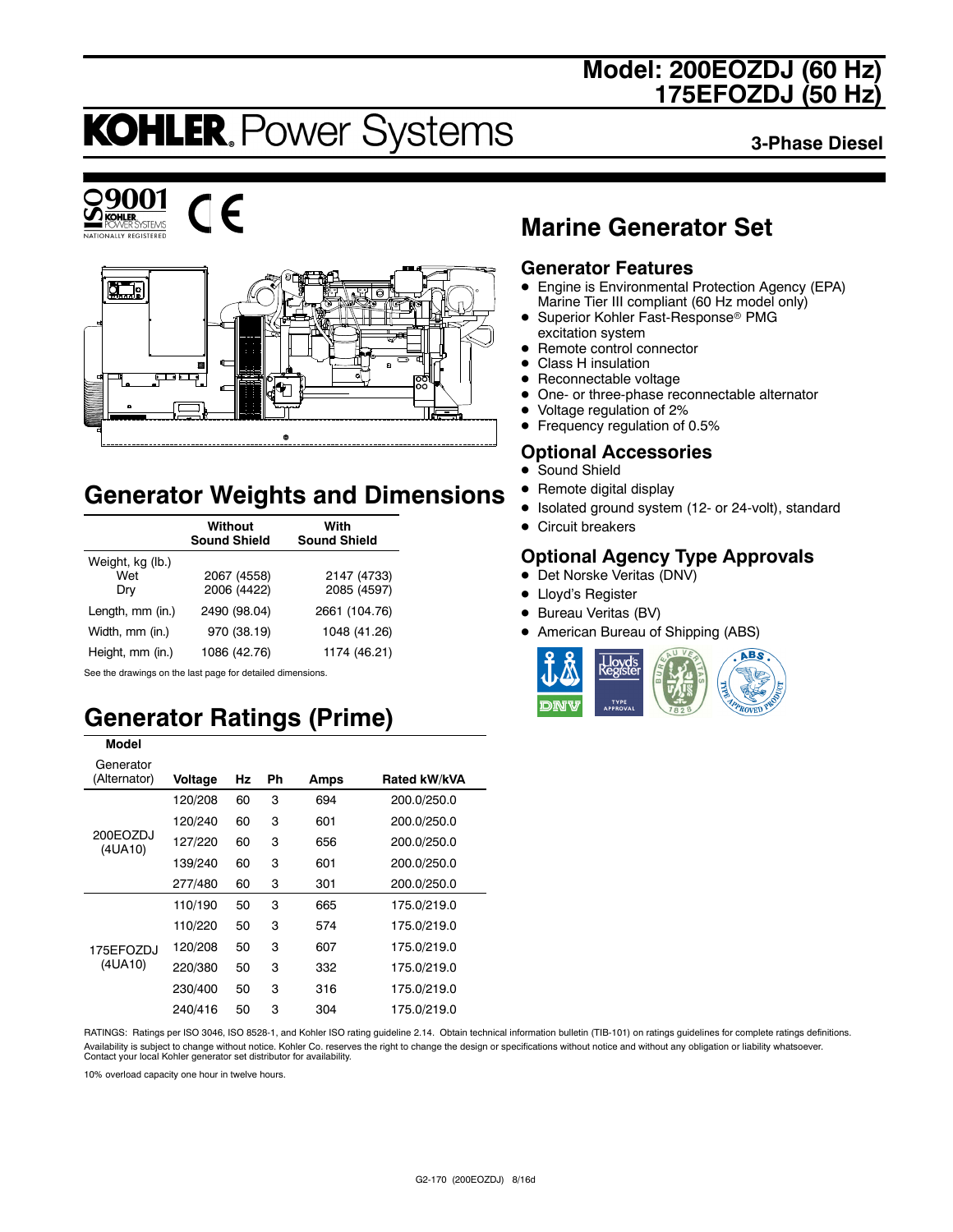# Model: 200EOZDJ (60 Hz) 175EFOZDJ (50 Hz)

KOHLER. Power Systems

**3-Phase Diesel**

## Marine Generator Set

### Generator Features

- Engine is Environmental Protection Agency (EPA) Marine Tier III compliant (60 Hz model only)
- Superior Kohler Fast-Response® PMG excitation system
- Remote control connector
- Class H insulation
- Reconnectable voltage
- One- or three-phase reconnectable alternator
- Voltage regulation of 2%
- Frequency regulation of 0.5%

### Optional Accessories

- Sound Shield
- Remote digital display
- Isolated ground system (12- or 24-volt), standard
- Circuit breakers

### Optional Agency Type Approvals

- Det Norske Veritas (DNV)
- Lloyd's Register
- Bureau Veritas (BV)
- American Bureau of Shipping (ABS)

## Generator Weights and Dimensions

| | Without Sound Shield | With Sound Shield |
|---|---|---|
| Weight, kg (lb.) | | |
| Wet | 2067 (4558) | 2147 (4733) |
| Dry | 2006 (4422) | 2085 (4597) |
| Length, mm (in.) | 2490 (98.04) | 2661 (104.76) |
| Width, mm (in.) | 970 (38.19) | 1048 (41.26) |
| Height, mm (in.) | 1086 (42.76) | 1174 (46.21) |

See the drawings on the last page for detailed dimensions.

## Generator Ratings (Prime)

| Model Generator (Alternator) | Voltage | Hz | Ph | Amps | Rated kW/kVA |
|---|---|---|---|---|---|
| 200EOZDJ (4UA10) | 120/208 | 60 | 3 | 694 | 200.0/250.0 |
| | 120/240 | 60 | 3 | 601 | 200.0/250.0 |
| | 127/220 | 60 | 3 | 656 | 200.0/250.0 |
| | 139/240 | 60 | 3 | 601 | 200.0/250.0 |
| | 277/480 | 60 | 3 | 301 | 200.0/250.0 |
| 175EFOZDJ (4UA10) | 110/190 | 50 | 3 | 665 | 175.0/219.0 |
| | 110/220 | 50 | 3 | 574 | 175.0/219.0 |
| | 120/208 | 50 | 3 | 607 | 175.0/219.0 |
| | 220/380 | 50 | 3 | 332 | 175.0/219.0 |
| | 230/400 | 50 | 3 | 316 | 175.0/219.0 |
| | 240/416 | 50 | 3 | 304 | 175.0/219.0 |

RATINGS: Ratings per ISO 3046, ISO 8528-1, and Kohler ISO rating guideline 2.14. Obtain technical information bulletin (TIB-101) on ratings guidelines for complete ratings definitions. Availability is subject to change without notice. Kohler Co. reserves the right to change the design or specifications without notice and without any obligation or liability whatsoever. Contact your local Kohler generator set distributor for availability.

10% overload capacity one hour in twelve hours.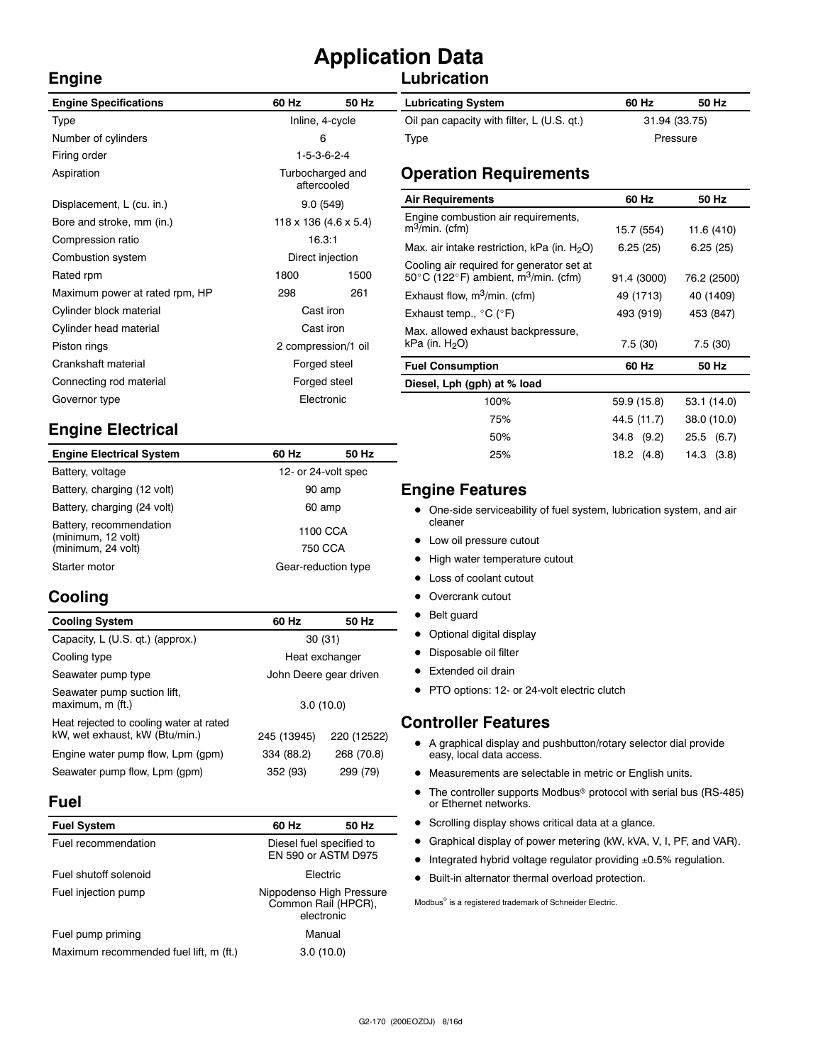// Application Data

## Engine

| Engine Specifications | 60 Hz | 50 Hz |
|---|---|---|
| Type | Inline, 4-cycle | |
| Number of cylinders | 6 | |
| Firing order | 1-5-3-6-2-4 | |
| Aspiration | Turbocharged and aftercooled | |
| Displacement, L (cu. in.) | 9.0 (549) | |
| Bore and stroke, mm (in.) | 118 x 136 (4.6 x 5.4) | |
| Compression ratio | 16.3:1 | |
| Combustion system | Direct injection | |
| Rated rpm | 1800 | 1500 |
| Maximum power at rated rpm, HP | 298 | 261 |
| Cylinder block material | Cast iron | |
| Cylinder head material | Cast iron | |
| Piston rings | 2 compression/1 oil | |
| Crankshaft material | Forged steel | |
| Connecting rod material | Forged steel | |
| Governor type | Electronic | |

## Engine Electrical

| Engine Electrical System | 60 Hz | 50 Hz |
|---|---|---|
| Battery, voltage | 12- or 24-volt spec | |
| Battery, charging (12 volt) | 90 amp | |
| Battery, charging (24 volt) | 60 amp | |
| Battery, recommendation (minimum, 12 volt) (minimum, 24 volt) | 1100 CCA 750 CCA | |
| Starter motor | Gear-reduction type | |

## Cooling

| Cooling System | 60 Hz | 50 Hz |
|---|---|---|
| Capacity, L (U.S. qt.) (approx.) | 30 (31) | |
| Cooling type | Heat exchanger | |
| Seawater pump type | John Deere gear driven | |
| Seawater pump suction lift, maximum, m (ft.) | 3.0 (10.0) | |
| Heat rejected to cooling water at rated kW, wet exhaust, kW (Btu/min.) | 245 (13945) | 220 (12522) |
| Engine water pump flow, Lpm (gpm) | 334 (88.2) | 268 (70.8) |
| Seawater pump flow, Lpm (gpm) | 352 (93) | 299 (79) |

## Fuel

| Fuel System | 60 Hz | 50 Hz |
|---|---|---|
| Fuel recommendation | Diesel fuel specified to EN 590 or ASTM D975 | |
| Fuel shutoff solenoid | Electric | |
| Fuel injection pump | Nippodenso High Pressure Common Rail (HPCR), electronic | |
| Fuel pump priming | Manual | |
| Maximum recommended fuel lift, m (ft.) | 3.0 (10.0) | |

## Lubrication

| Lubricating System | 60 Hz | 50 Hz |
|---|---|---|
| Oil pan capacity with filter, L (U.S. qt.) | 31.94 (33.75) | |
| Type | Pressure | |

## Operation Requirements

| Air Requirements | 60 Hz | 50 Hz |
|---|---|---|
| Engine combustion air requirements, $m^3$/min. (cfm) | 15.7 (554) | 11.6 (410) |
| Max. air intake restriction, kPa (in. $H_2O$) | 6.25 (25) | 6.25 (25) |
| Cooling air required for generator set at 50°C (122°F) ambient, $m^3$/min. (cfm) | 91.4 (3000) | 76.2 (2500) |
| Exhaust flow, $m^3$/min. (cfm) | 49 (1713) | 40 (1409) |
| Exhaust temp., °C (°F) | 493 (919) | 453 (847) |
| Max. allowed exhaust backpressure, kPa (in. $H_2O$) | 7.5 (30) | 7.5 (30) |

| Fuel Consumption | 60 Hz | 50 Hz |
|---|---|---|
| **Diesel, Lph (gph) at % load** | | |
| 100% | 59.9 (15.8) | 53.1 (14.0) |
| 75% | 44.5 (11.7) | 38.0 (10.0) |
| 50% | 34.8 (9.2) | 25.5 (6.7) |
| 25% | 18.2 (4.8) | 14.3 (3.8) |

## Engine Features

- One-side serviceability of fuel system, lubrication system, and air cleaner
- Low oil pressure cutout
- High water temperature cutout
- Loss of coolant cutout
- Overcrank cutout
- Belt guard
- Optional digital display
- Disposable oil filter
- Extended oil drain
- PTO options: 12- or 24-volt electric clutch

## Controller Features

- A graphical display and pushbutton/rotary selector dial provide easy, local data access.
- Measurements are selectable in metric or English units.
- The controller supports Modbus® protocol with serial bus (RS-485) or Ethernet networks.
- Scrolling display shows critical data at a glance.
- Graphical display of power metering (kW, kVA, V, I, PF, and VAR).
- Integrated hybrid voltage regulator providing ±0.5% regulation.
- Built-in alternator thermal overload protection.

Modbus® is a registered trademark of Schneider Electric.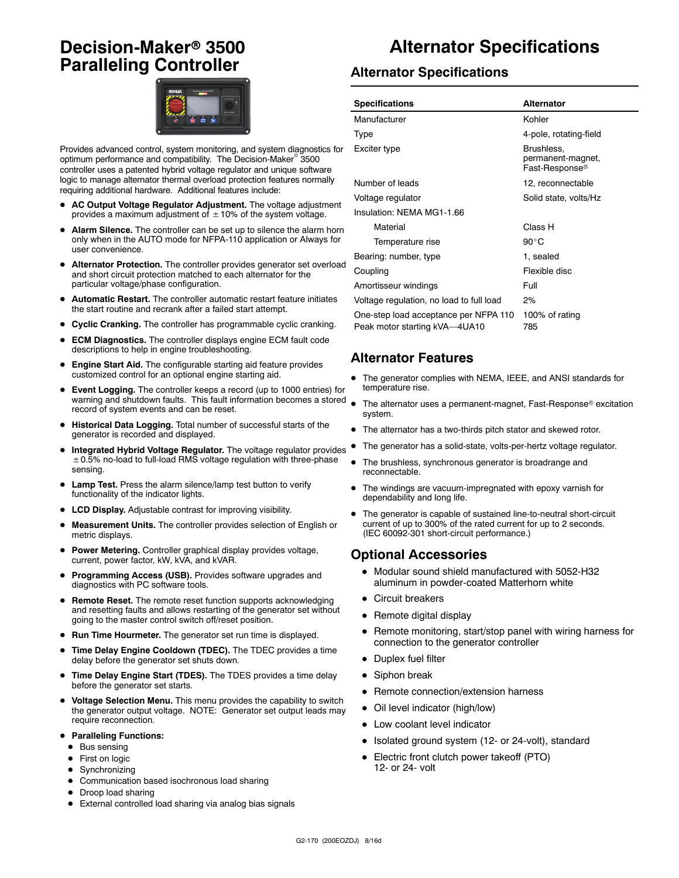# Decision-Maker® 3500 Paralleling Controller

Provides advanced control, system monitoring, and system diagnostics for optimum performance and compatibility. The Decision-Maker® 3500 controller uses a patented hybrid voltage regulator and unique software logic to manage alternator thermal overload protection features normally requiring additional hardware. Additional features include:

- **AC Output Voltage Regulator Adjustment.** The voltage adjustment provides a maximum adjustment of ±10% of the system voltage.
- **Alarm Silence.** The controller can be set up to silence the alarm horn only when in the AUTO mode for NFPA-110 application or Always for user convenience.
- **Alternator Protection.** The controller provides generator set overload and short circuit protection matched to each alternator for the particular voltage/phase configuration.
- **Automatic Restart.** The controller automatic restart feature initiates the start routine and recrank after a failed start attempt.
- **Cyclic Cranking.** The controller has programmable cyclic cranking.
- **ECM Diagnostics.** The controller displays engine ECM fault code descriptions to help in engine troubleshooting.
- **Engine Start Aid.** The configurable starting aid feature provides customized control for an optional engine starting aid.
- **Event Logging.** The controller keeps a record (up to 1000 entries) for warning and shutdown faults. This fault information becomes a stored record of system events and can be reset.
- **Historical Data Logging.** Total number of successful starts of the generator is recorded and displayed.
- **Integrated Hybrid Voltage Regulator.** The voltage regulator provides ±0.5% no-load to full-load RMS voltage regulation with three-phase sensing.
- **Lamp Test.** Press the alarm silence/lamp test button to verify functionality of the indicator lights.
- **LCD Display.** Adjustable contrast for improving visibility.
- **Measurement Units.** The controller provides selection of English or metric displays.
- **Power Metering.** Controller graphical display provides voltage, current, power factor, kW, kVA, and kVAR.
- **Programming Access (USB).** Provides software upgrades and diagnostics with PC software tools.
- **Remote Reset.** The remote reset function supports acknowledging and resetting faults and allows restarting of the generator set without going to the master control switch off/reset position.
- **Run Time Hourmeter.** The generator set run time is displayed.
- **Time Delay Engine Cooldown (TDEC).** The TDEC provides a time delay before the generator set shuts down.
- **Time Delay Engine Start (TDES).** The TDES provides a time delay before the generator set starts.
- **Voltage Selection Menu.** This menu provides the capability to switch the generator output voltage. NOTE: Generator set output leads may require reconnection.
- **Paralleling Functions:**
  - Bus sensing
  - First on logic
  - Synchronizing
  - Communication based isochronous load sharing
  - Droop load sharing
  - External controlled load sharing via analog bias signals

# Alternator Specifications

## Alternator Specifications

| Specifications | Alternator |
|---|---|
| Manufacturer | Kohler |
| Type | 4-pole, rotating-field |
| Exciter type | Brushless, permanent-magnet, Fast-Response® |
| Number of leads | 12, reconnectable |
| Voltage regulator | Solid state, volts/Hz |
| Insulation: NEMA MG1-1.66 | |
| Material | Class H |
| Temperature rise | 90°C |
| Bearing: number, type | 1, sealed |
| Coupling | Flexible disc |
| Amortisseur windings | Full |
| Voltage regulation, no load to full load | 2% |
| One-step load acceptance per NFPA 110 | 100% of rating |
| Peak motor starting kVA—4UA10 | 785 |

## Alternator Features

- The generator complies with NEMA, IEEE, and ANSI standards for temperature rise.
- The alternator uses a permanent-magnet, Fast-Response® excitation system.
- The alternator has a two-thirds pitch stator and skewed rotor.
- The generator has a solid-state, volts-per-hertz voltage regulator.
- The brushless, synchronous generator is broadrange and reconnectable.
- The windings are vacuum-impregnated with epoxy varnish for dependability and long life.
- The generator is capable of sustained line-to-neutral short-circuit current of up to 300% of the rated current for up to 2 seconds. (IEC 60092-301 short-circuit performance.)

## Optional Accessories

- Modular sound shield manufactured with 5052-H32 aluminum in powder-coated Matterhorn white
- Circuit breakers
- Remote digital display
- Remote monitoring, start/stop panel with wiring harness for connection to the generator controller
- Duplex fuel filter
- Siphon break
- Remote connection/extension harness
- Oil level indicator (high/low)
- Low coolant level indicator
- Isolated ground system (12- or 24-volt), standard
- Electric front clutch power takeoff (PTO) 12- or 24- volt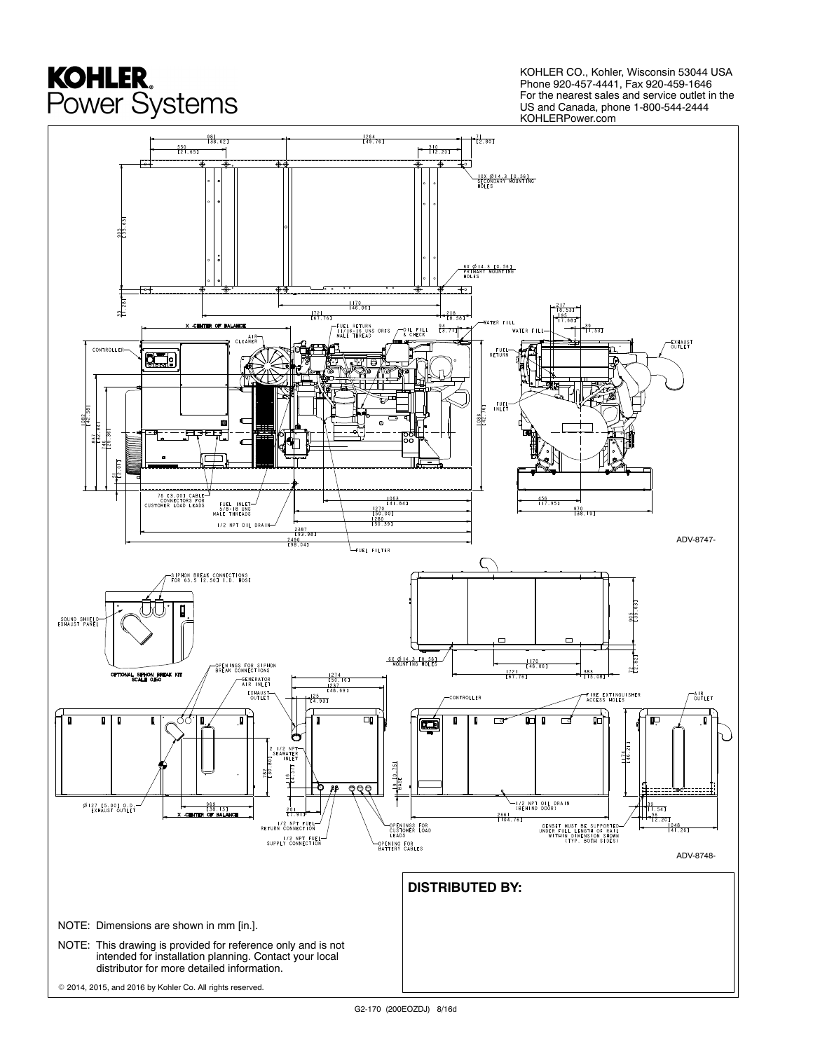**KOHLER** Power Systems

KOHLER CO., Kohler, Wisconsin 53044 USA
Phone 920-457-4441, Fax 920-459-1646
For the nearest sales and service outlet in the US and Canada, phone 1-800-544-2444
KOHLERPower.com

981 [38.62]
1264 [49.76]
71 [2.80]
550 [21.65]
310 [12.20]
10X Ø14.3 [0.56] SECONDARY MOUNTING HOLES
905 [35.63]
6X Ø14.3 [0.56] PRIMARY MOUNTING HOLES
33 [1.28]
1170 [46.06]
1721 [67.76]
218 [8.58]
X -CENTER OF BALANCE
AIR CLEANER
FUEL RETURN 11/16-16 UNS ORFS MALE THREAD
OIL FILL & CHECK
94 [3.71]
WATER FILL
217 [8.53]
195 [7.68]
39 [1.53]
WATER FILL
EXHAUST OUTLET
CONTROLLER
FUEL RETURN
1082 [42.58]
837 [32.94]
746 [29.36]
51 [2.01]
1086 [42.76]
FUEL INLET
76 [3.00] CABLE CONNECTORS FOR CUSTOMER LOAD LEADS
FUEL INLET 5/8-18 UNS MALE THREADS
1/2 NPT OIL DRAIN
1063 [41.84]
1270 [50.00]
1280 [50.39]
2387 [93.98]
2490 [98.04]
FUEL FILTER
456 [17.95]
970 [38.19]

ADV-8747-

SIPHON BREAK CONNECTIONS FOR 63.5 [2.50] I.D. HOSE
SOUND SHIELD EXHAUST PANEL
OPTIONAL SIPHON BREAK KIT SCALE 0.150
905 [35.63]
6X Ø14.3 [0.56] MOUNTING HOLES
1170 [46.06]
1721 [67.76]
383 [15.08]
72 [2.82]
OPENINGS FOR SIPHON BREAK CONNECTIONS
GENERATOR AIR INLET
EXHAUST OUTLET
1274 [50.16]
1237 [48.69]
125 [4.93]
CONTROLLER
FIRE EXTINGUISHER ACCESS HOLES
AIR OUTLET
2 1/2 NPT SEAWATER INLET
782 [30.80]
115 [4.51]
(18 [0.75] BASE)
1174 [46.21]
Ø127 [5.00] O.D. EXHAUST OUTLET
969 [38.15]
X -CENTER OF BALANCE
201 [7.91]
1/2 NPT FUEL RETURN CONNECTION
1/2 NPT FUEL SUPPLY CONNECTION
OPENINGS FOR CUSTOMER LOAD LEADS
OPENING FOR BATTERY CABLES
1/2 NPT OIL DRAIN (BEHIND DOOR)
2661 [104.76]
GENSET MUST BE SUPPORTED UNDER FULL LENGTH OF RAIL WITHIN DIMENSION SHOWN (TYP. BOTH SIDES)
39 [1.54]
56 [2.20]
1048 [41.26]

ADV-8748-

NOTE: Dimensions are shown in mm [in.].

NOTE: This drawing is provided for reference only and is not intended for installation planning. Contact your local distributor for more detailed information.

**DISTRIBUTED BY:**

© 2014, 2015, and 2016 by Kohler Co. All rights reserved.

G2-170 (200EOZDJ) 8/16d